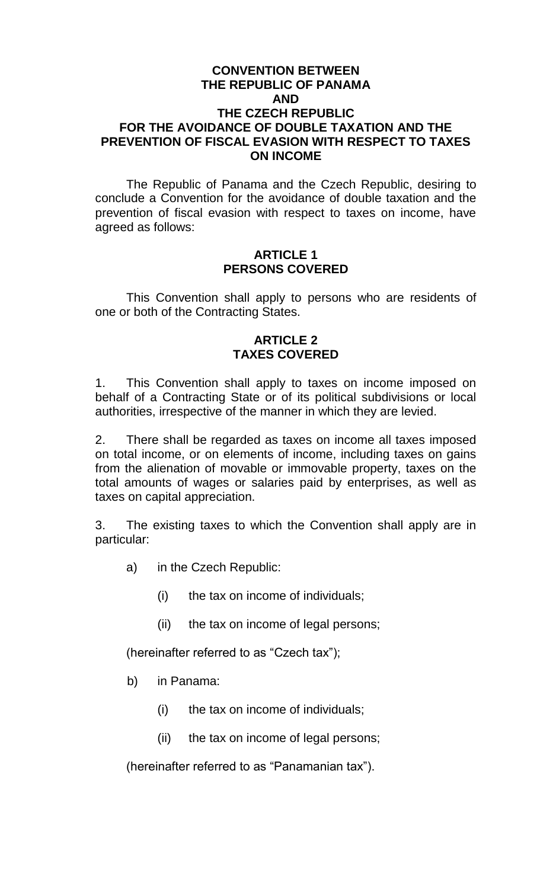# CONVENTION BETWEEN THE REPUBLIC OF PANAMA AND THE CZECH REPUBLIC FOR THE AVOIDANCE OF DOUBLE TAXATION AND THE PREVENTION OF FISCAL EVASION WITH RESPECT TO TAXES ON INCOME

The Republic of Panama and the Czech Republic, desiring to conclude a Convention for the avoidance of double taxation and the prevention of fiscal evasion with respect to taxes on income, have agreed as follows:

## ARTICLE 1
## PERSONS COVERED

This Convention shall apply to persons who are residents of one or both of the Contracting States.

## ARTICLE 2
## TAXES COVERED

1. This Convention shall apply to taxes on income imposed on behalf of a Contracting State or of its political subdivisions or local authorities, irrespective of the manner in which they are levied.

2. There shall be regarded as taxes on income all taxes imposed on total income, or on elements of income, including taxes on gains from the alienation of movable or immovable property, taxes on the total amounts of wages or salaries paid by enterprises, as well as taxes on capital appreciation.

3. The existing taxes to which the Convention shall apply are in particular:

a) in the Czech Republic:

(i) the tax on income of individuals;

(ii) the tax on income of legal persons;

(hereinafter referred to as "Czech tax");

b) in Panama:

(i) the tax on income of individuals;

(ii) the tax on income of legal persons;

(hereinafter referred to as "Panamanian tax").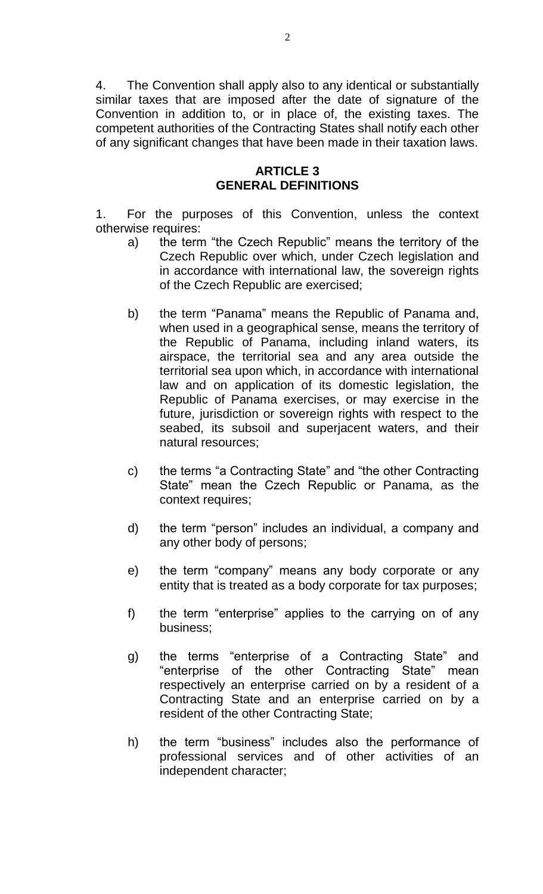4. The Convention shall apply also to any identical or substantially similar taxes that are imposed after the date of signature of the Convention in addition to, or in place of, the existing taxes. The competent authorities of the Contracting States shall notify each other of any significant changes that have been made in their taxation laws.

## ARTICLE 3
## GENERAL DEFINITIONS

1. For the purposes of this Convention, unless the context otherwise requires:

   a) the term "the Czech Republic" means the territory of the Czech Republic over which, under Czech legislation and in accordance with international law, the sovereign rights of the Czech Republic are exercised;

   b) the term "Panama" means the Republic of Panama and, when used in a geographical sense, means the territory of the Republic of Panama, including inland waters, its airspace, the territorial sea and any area outside the territorial sea upon which, in accordance with international law and on application of its domestic legislation, the Republic of Panama exercises, or may exercise in the future, jurisdiction or sovereign rights with respect to the seabed, its subsoil and superjacent waters, and their natural resources;

   c) the terms "a Contracting State" and "the other Contracting State" mean the Czech Republic or Panama, as the context requires;

   d) the term "person" includes an individual, a company and any other body of persons;

   e) the term "company" means any body corporate or any entity that is treated as a body corporate for tax purposes;

   f) the term "enterprise" applies to the carrying on of any business;

   g) the terms "enterprise of a Contracting State" and "enterprise of the other Contracting State" mean respectively an enterprise carried on by a resident of a Contracting State and an enterprise carried on by a resident of the other Contracting State;

   h) the term "business" includes also the performance of professional services and of other activities of an independent character;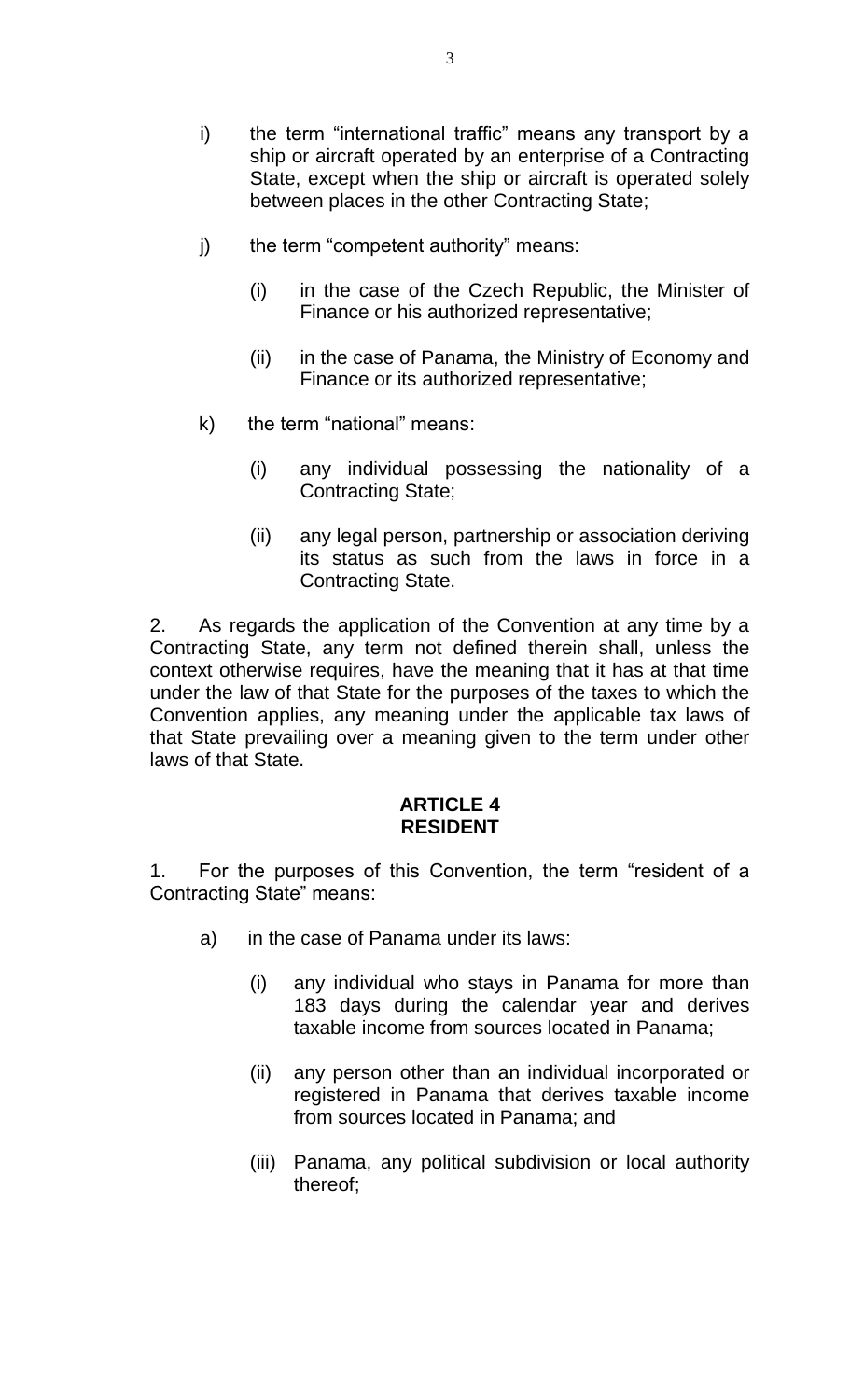i) the term "international traffic" means any transport by a ship or aircraft operated by an enterprise of a Contracting State, except when the ship or aircraft is operated solely between places in the other Contracting State;

j) the term "competent authority" means:

   (i) in the case of the Czech Republic, the Minister of Finance or his authorized representative;

   (ii) in the case of Panama, the Ministry of Economy and Finance or its authorized representative;

k) the term "national" means:

   (i) any individual possessing the nationality of a Contracting State;

   (ii) any legal person, partnership or association deriving its status as such from the laws in force in a Contracting State.

2. As regards the application of the Convention at any time by a Contracting State, any term not defined therein shall, unless the context otherwise requires, have the meaning that it has at that time under the law of that State for the purposes of the taxes to which the Convention applies, any meaning under the applicable tax laws of that State prevailing over a meaning given to the term under other laws of that State.

## ARTICLE 4
## RESIDENT

1. For the purposes of this Convention, the term "resident of a Contracting State" means:

a) in the case of Panama under its laws:

   (i) any individual who stays in Panama for more than 183 days during the calendar year and derives taxable income from sources located in Panama;

   (ii) any person other than an individual incorporated or registered in Panama that derives taxable income from sources located in Panama; and

   (iii) Panama, any political subdivision or local authority thereof;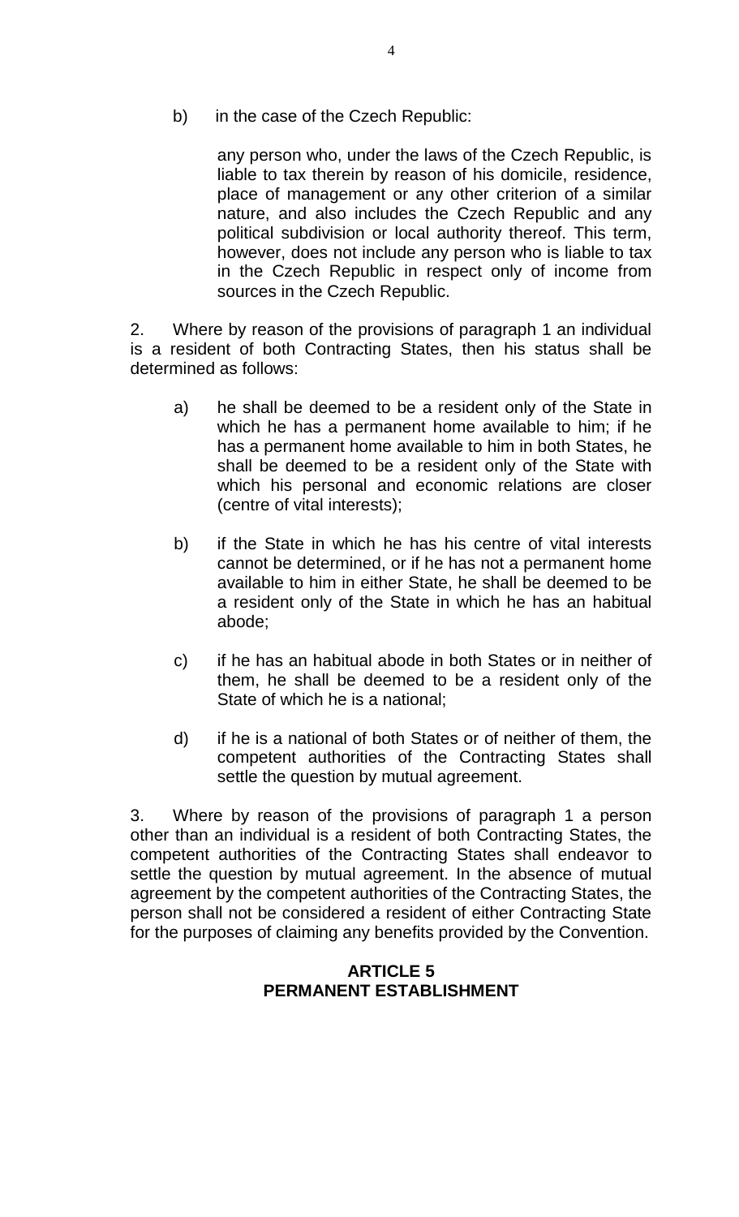b) in the case of the Czech Republic:

any person who, under the laws of the Czech Republic, is liable to tax therein by reason of his domicile, residence, place of management or any other criterion of a similar nature, and also includes the Czech Republic and any political subdivision or local authority thereof. This term, however, does not include any person who is liable to tax in the Czech Republic in respect only of income from sources in the Czech Republic.

2. Where by reason of the provisions of paragraph 1 an individual is a resident of both Contracting States, then his status shall be determined as follows:

a) he shall be deemed to be a resident only of the State in which he has a permanent home available to him; if he has a permanent home available to him in both States, he shall be deemed to be a resident only of the State with which his personal and economic relations are closer (centre of vital interests);

b) if the State in which he has his centre of vital interests cannot be determined, or if he has not a permanent home available to him in either State, he shall be deemed to be a resident only of the State in which he has an habitual abode;

c) if he has an habitual abode in both States or in neither of them, he shall be deemed to be a resident only of the State of which he is a national;

d) if he is a national of both States or of neither of them, the competent authorities of the Contracting States shall settle the question by mutual agreement.

3. Where by reason of the provisions of paragraph 1 a person other than an individual is a resident of both Contracting States, the competent authorities of the Contracting States shall endeavor to settle the question by mutual agreement. In the absence of mutual agreement by the competent authorities of the Contracting States, the person shall not be considered a resident of either Contracting State for the purposes of claiming any benefits provided by the Convention.

## ARTICLE 5
## PERMANENT ESTABLISHMENT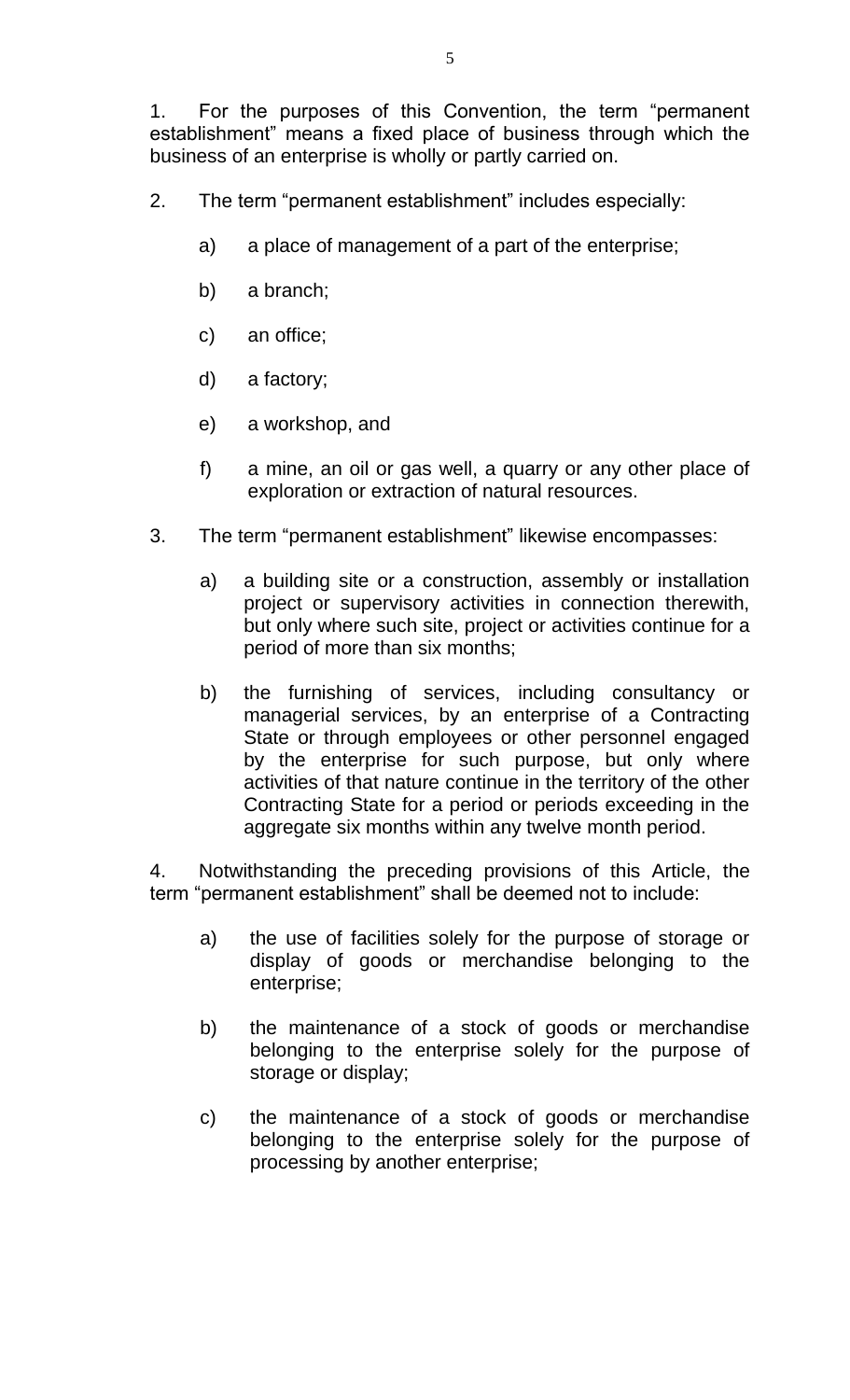1. For the purposes of this Convention, the term “permanent establishment” means a fixed place of business through which the business of an enterprise is wholly or partly carried on.

2. The term “permanent establishment” includes especially:

   a) a place of management of a part of the enterprise;

   b) a branch;

   c) an office;

   d) a factory;

   e) a workshop, and

   f) a mine, an oil or gas well, a quarry or any other place of exploration or extraction of natural resources.

3. The term “permanent establishment” likewise encompasses:

   a) a building site or a construction, assembly or installation project or supervisory activities in connection therewith, but only where such site, project or activities continue for a period of more than six months;

   b) the furnishing of services, including consultancy or managerial services, by an enterprise of a Contracting State or through employees or other personnel engaged by the enterprise for such purpose, but only where activities of that nature continue in the territory of the other Contracting State for a period or periods exceeding in the aggregate six months within any twelve month period.

4. Notwithstanding the preceding provisions of this Article, the term “permanent establishment” shall be deemed not to include:

   a) the use of facilities solely for the purpose of storage or display of goods or merchandise belonging to the enterprise;

   b) the maintenance of a stock of goods or merchandise belonging to the enterprise solely for the purpose of storage or display;

   c) the maintenance of a stock of goods or merchandise belonging to the enterprise solely for the purpose of processing by another enterprise;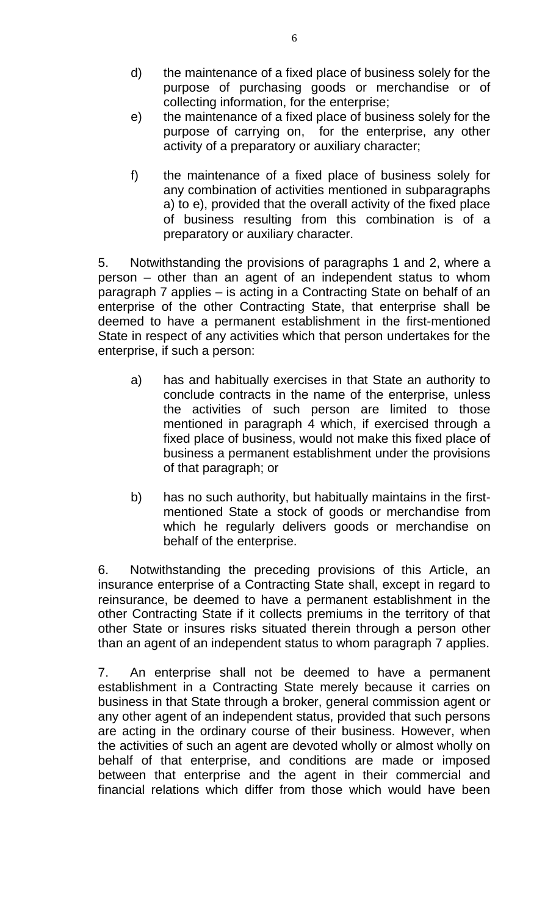d) the maintenance of a fixed place of business solely for the purpose of purchasing goods or merchandise or of collecting information, for the enterprise;

e) the maintenance of a fixed place of business solely for the purpose of carrying on, for the enterprise, any other activity of a preparatory or auxiliary character;

f) the maintenance of a fixed place of business solely for any combination of activities mentioned in subparagraphs a) to e), provided that the overall activity of the fixed place of business resulting from this combination is of a preparatory or auxiliary character.

5. Notwithstanding the provisions of paragraphs 1 and 2, where a person – other than an agent of an independent status to whom paragraph 7 applies – is acting in a Contracting State on behalf of an enterprise of the other Contracting State, that enterprise shall be deemed to have a permanent establishment in the first-mentioned State in respect of any activities which that person undertakes for the enterprise, if such a person:

a) has and habitually exercises in that State an authority to conclude contracts in the name of the enterprise, unless the activities of such person are limited to those mentioned in paragraph 4 which, if exercised through a fixed place of business, would not make this fixed place of business a permanent establishment under the provisions of that paragraph; or

b) has no such authority, but habitually maintains in the first-mentioned State a stock of goods or merchandise from which he regularly delivers goods or merchandise on behalf of the enterprise.

6. Notwithstanding the preceding provisions of this Article, an insurance enterprise of a Contracting State shall, except in regard to reinsurance, be deemed to have a permanent establishment in the other Contracting State if it collects premiums in the territory of that other State or insures risks situated therein through a person other than an agent of an independent status to whom paragraph 7 applies.

7. An enterprise shall not be deemed to have a permanent establishment in a Contracting State merely because it carries on business in that State through a broker, general commission agent or any other agent of an independent status, provided that such persons are acting in the ordinary course of their business. However, when the activities of such an agent are devoted wholly or almost wholly on behalf of that enterprise, and conditions are made or imposed between that enterprise and the agent in their commercial and financial relations which differ from those which would have been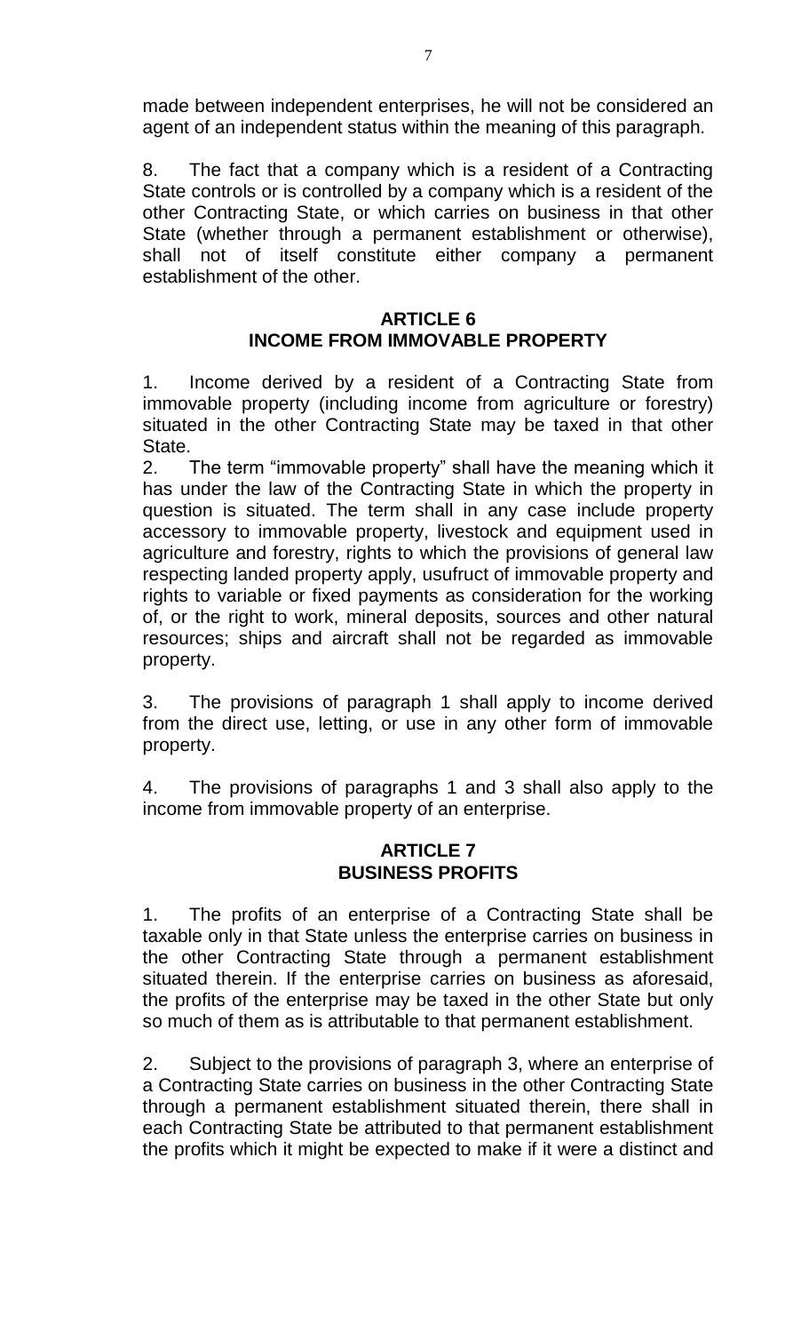made between independent enterprises, he will not be considered an agent of an independent status within the meaning of this paragraph.

8. The fact that a company which is a resident of a Contracting State controls or is controlled by a company which is a resident of the other Contracting State, or which carries on business in that other State (whether through a permanent establishment or otherwise), shall not of itself constitute either company a permanent establishment of the other.

## ARTICLE 6
## INCOME FROM IMMOVABLE PROPERTY

1. Income derived by a resident of a Contracting State from immovable property (including income from agriculture or forestry) situated in the other Contracting State may be taxed in that other State.

2. The term "immovable property" shall have the meaning which it has under the law of the Contracting State in which the property in question is situated. The term shall in any case include property accessory to immovable property, livestock and equipment used in agriculture and forestry, rights to which the provisions of general law respecting landed property apply, usufruct of immovable property and rights to variable or fixed payments as consideration for the working of, or the right to work, mineral deposits, sources and other natural resources; ships and aircraft shall not be regarded as immovable property.

3. The provisions of paragraph 1 shall apply to income derived from the direct use, letting, or use in any other form of immovable property.

4. The provisions of paragraphs 1 and 3 shall also apply to the income from immovable property of an enterprise.

## ARTICLE 7
## BUSINESS PROFITS

1. The profits of an enterprise of a Contracting State shall be taxable only in that State unless the enterprise carries on business in the other Contracting State through a permanent establishment situated therein. If the enterprise carries on business as aforesaid, the profits of the enterprise may be taxed in the other State but only so much of them as is attributable to that permanent establishment.

2. Subject to the provisions of paragraph 3, where an enterprise of a Contracting State carries on business in the other Contracting State through a permanent establishment situated therein, there shall in each Contracting State be attributed to that permanent establishment the profits which it might be expected to make if it were a distinct and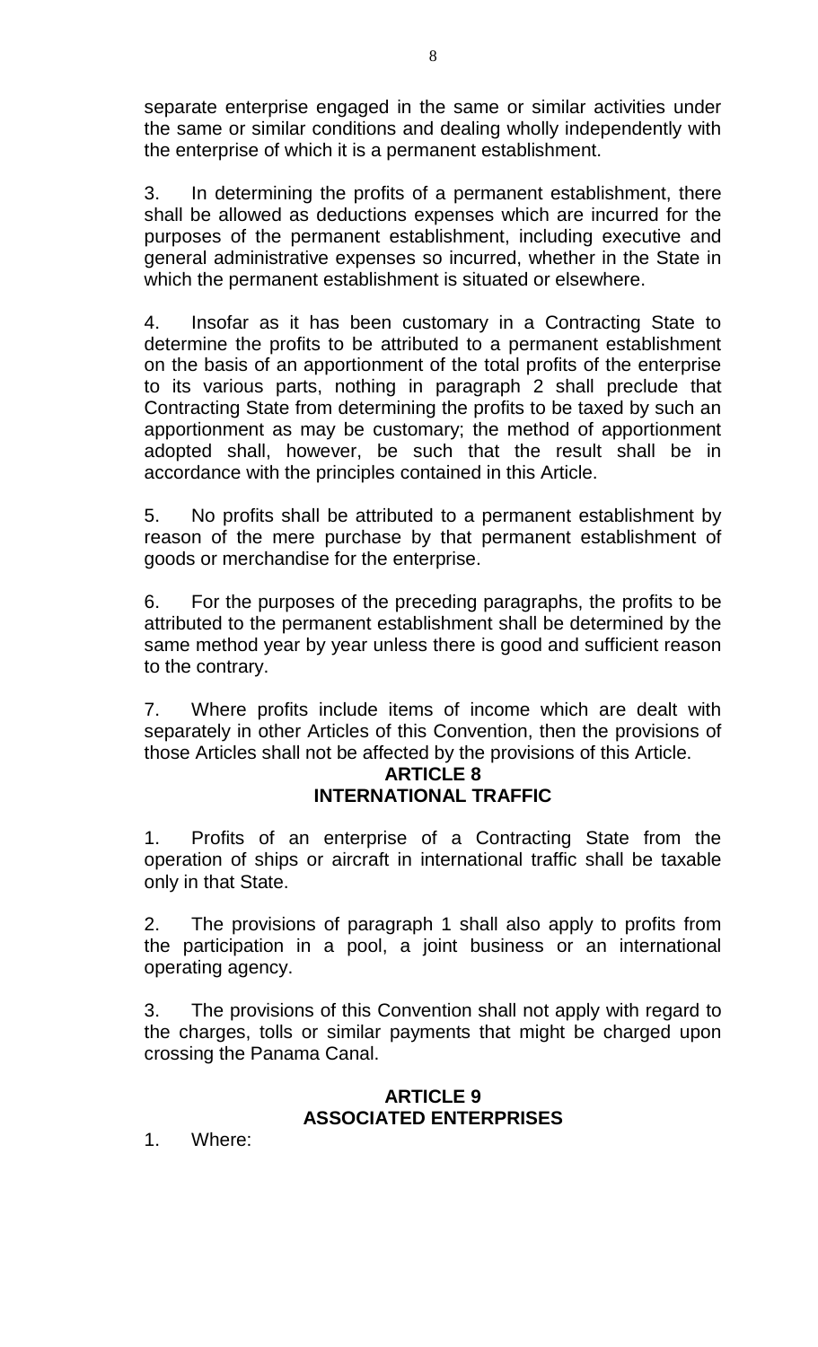separate enterprise engaged in the same or similar activities under the same or similar conditions and dealing wholly independently with the enterprise of which it is a permanent establishment.

3. In determining the profits of a permanent establishment, there shall be allowed as deductions expenses which are incurred for the purposes of the permanent establishment, including executive and general administrative expenses so incurred, whether in the State in which the permanent establishment is situated or elsewhere.

4. Insofar as it has been customary in a Contracting State to determine the profits to be attributed to a permanent establishment on the basis of an apportionment of the total profits of the enterprise to its various parts, nothing in paragraph 2 shall preclude that Contracting State from determining the profits to be taxed by such an apportionment as may be customary; the method of apportionment adopted shall, however, be such that the result shall be in accordance with the principles contained in this Article.

5. No profits shall be attributed to a permanent establishment by reason of the mere purchase by that permanent establishment of goods or merchandise for the enterprise.

6. For the purposes of the preceding paragraphs, the profits to be attributed to the permanent establishment shall be determined by the same method year by year unless there is good and sufficient reason to the contrary.

7. Where profits include items of income which are dealt with separately in other Articles of this Convention, then the provisions of those Articles shall not be affected by the provisions of this Article.

## ARTICLE 8
## INTERNATIONAL TRAFFIC

1. Profits of an enterprise of a Contracting State from the operation of ships or aircraft in international traffic shall be taxable only in that State.

2. The provisions of paragraph 1 shall also apply to profits from the participation in a pool, a joint business or an international operating agency.

3. The provisions of this Convention shall not apply with regard to the charges, tolls or similar payments that might be charged upon crossing the Panama Canal.

## ARTICLE 9
## ASSOCIATED ENTERPRISES

1. Where: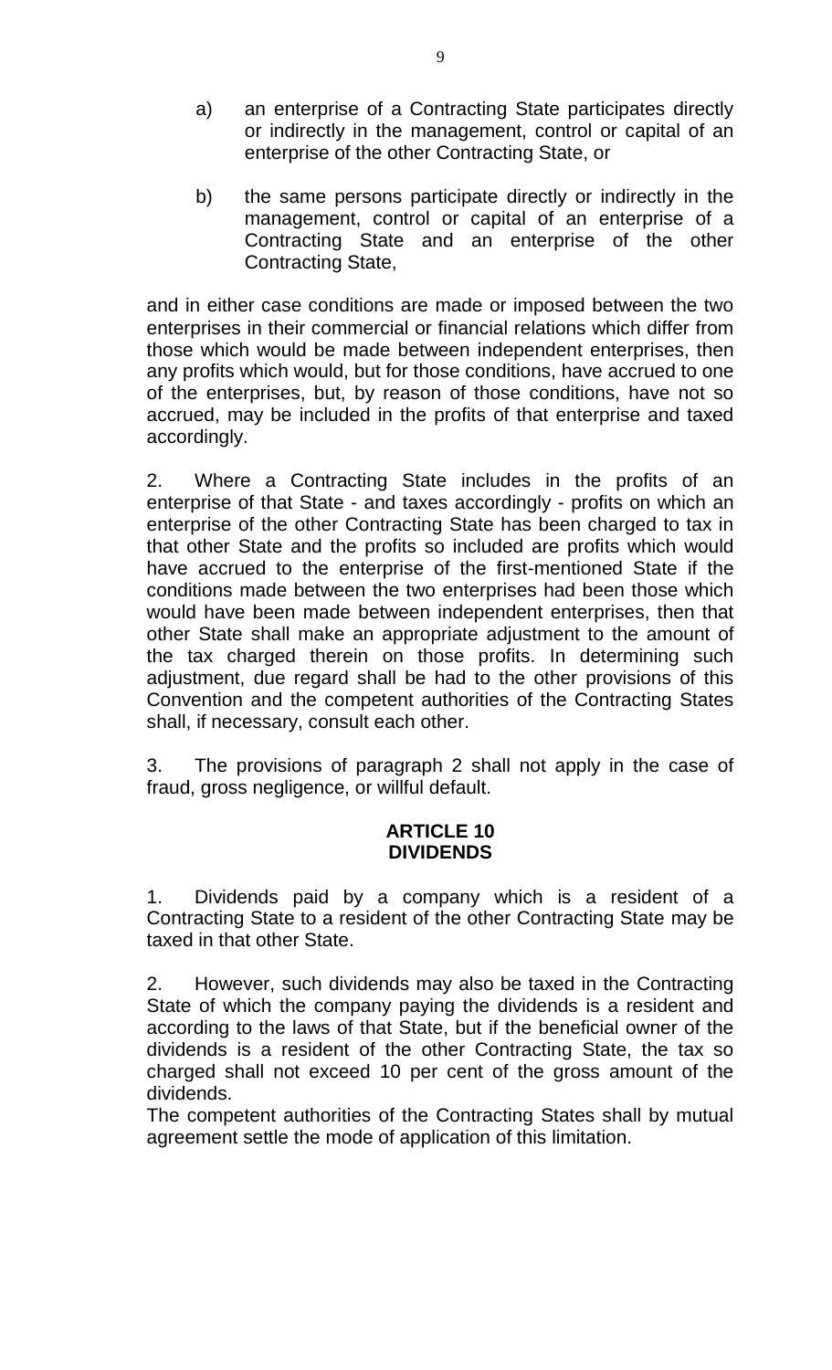a) an enterprise of a Contracting State participates directly or indirectly in the management, control or capital of an enterprise of the other Contracting State, or

b) the same persons participate directly or indirectly in the management, control or capital of an enterprise of a Contracting State and an enterprise of the other Contracting State,

and in either case conditions are made or imposed between the two enterprises in their commercial or financial relations which differ from those which would be made between independent enterprises, then any profits which would, but for those conditions, have accrued to one of the enterprises, but, by reason of those conditions, have not so accrued, may be included in the profits of that enterprise and taxed accordingly.

2. Where a Contracting State includes in the profits of an enterprise of that State - and taxes accordingly - profits on which an enterprise of the other Contracting State has been charged to tax in that other State and the profits so included are profits which would have accrued to the enterprise of the first-mentioned State if the conditions made between the two enterprises had been those which would have been made between independent enterprises, then that other State shall make an appropriate adjustment to the amount of the tax charged therein on those profits. In determining such adjustment, due regard shall be had to the other provisions of this Convention and the competent authorities of the Contracting States shall, if necessary, consult each other.

3. The provisions of paragraph 2 shall not apply in the case of fraud, gross negligence, or willful default.

## ARTICLE 10
## DIVIDENDS

1. Dividends paid by a company which is a resident of a Contracting State to a resident of the other Contracting State may be taxed in that other State.

2. However, such dividends may also be taxed in the Contracting State of which the company paying the dividends is a resident and according to the laws of that State, but if the beneficial owner of the dividends is a resident of the other Contracting State, the tax so charged shall not exceed 10 per cent of the gross amount of the dividends.
The competent authorities of the Contracting States shall by mutual agreement settle the mode of application of this limitation.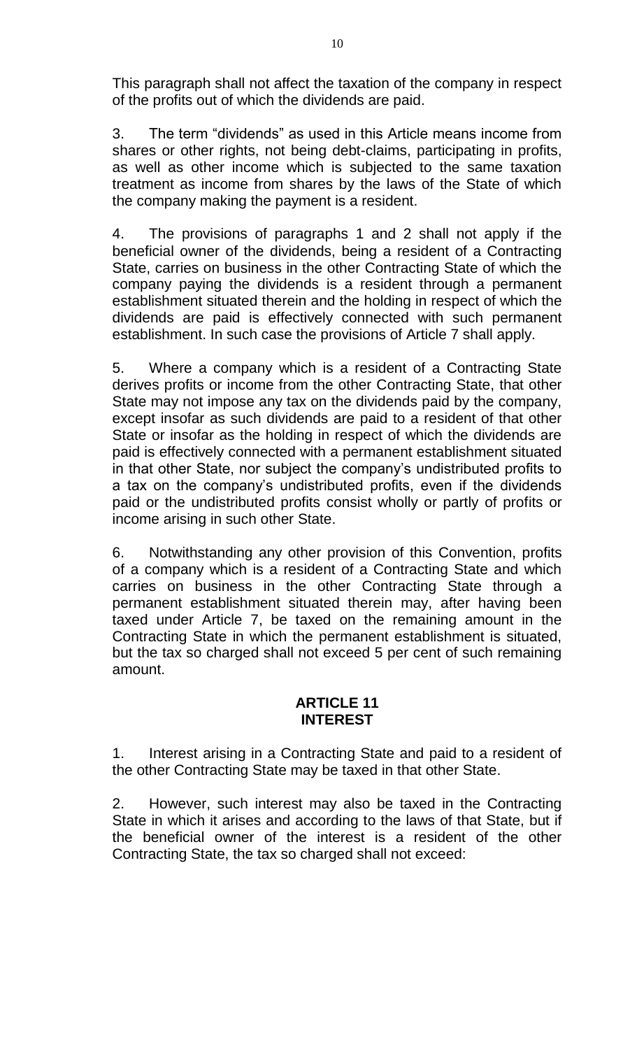This paragraph shall not affect the taxation of the company in respect of the profits out of which the dividends are paid.

3. The term "dividends" as used in this Article means income from shares or other rights, not being debt-claims, participating in profits, as well as other income which is subjected to the same taxation treatment as income from shares by the laws of the State of which the company making the payment is a resident.

4. The provisions of paragraphs 1 and 2 shall not apply if the beneficial owner of the dividends, being a resident of a Contracting State, carries on business in the other Contracting State of which the company paying the dividends is a resident through a permanent establishment situated therein and the holding in respect of which the dividends are paid is effectively connected with such permanent establishment. In such case the provisions of Article 7 shall apply.

5. Where a company which is a resident of a Contracting State derives profits or income from the other Contracting State, that other State may not impose any tax on the dividends paid by the company, except insofar as such dividends are paid to a resident of that other State or insofar as the holding in respect of which the dividends are paid is effectively connected with a permanent establishment situated in that other State, nor subject the company's undistributed profits to a tax on the company's undistributed profits, even if the dividends paid or the undistributed profits consist wholly or partly of profits or income arising in such other State.

6. Notwithstanding any other provision of this Convention, profits of a company which is a resident of a Contracting State and which carries on business in the other Contracting State through a permanent establishment situated therein may, after having been taxed under Article 7, be taxed on the remaining amount in the Contracting State in which the permanent establishment is situated, but the tax so charged shall not exceed 5 per cent of such remaining amount.

## ARTICLE 11
## INTEREST

1. Interest arising in a Contracting State and paid to a resident of the other Contracting State may be taxed in that other State.

2. However, such interest may also be taxed in the Contracting State in which it arises and according to the laws of that State, but if the beneficial owner of the interest is a resident of the other Contracting State, the tax so charged shall not exceed: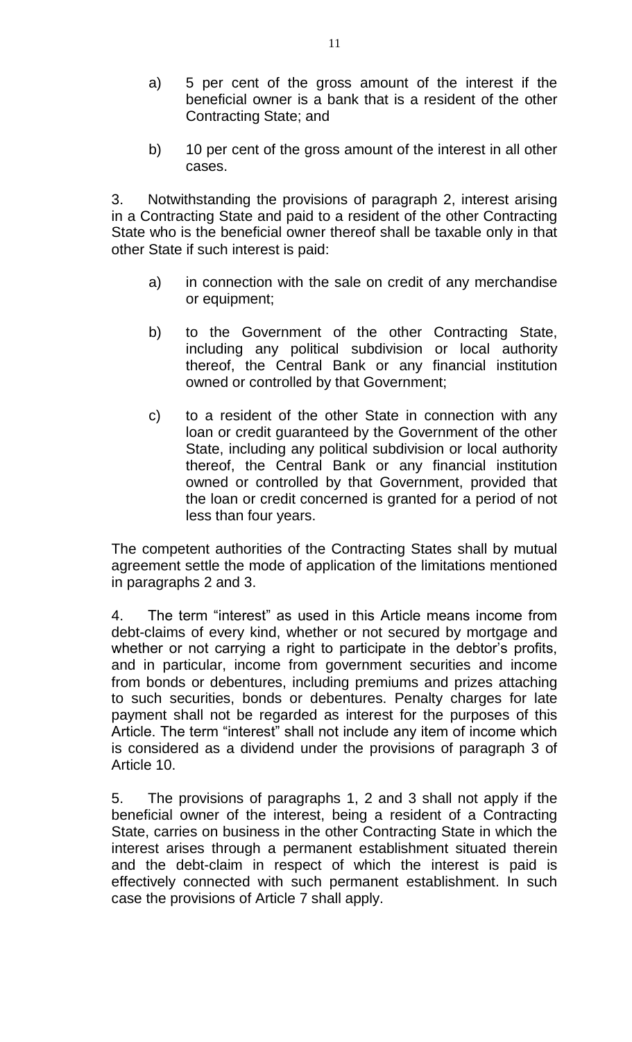a) 5 per cent of the gross amount of the interest if the beneficial owner is a bank that is a resident of the other Contracting State; and

b) 10 per cent of the gross amount of the interest in all other cases.

3. Notwithstanding the provisions of paragraph 2, interest arising in a Contracting State and paid to a resident of the other Contracting State who is the beneficial owner thereof shall be taxable only in that other State if such interest is paid:

a) in connection with the sale on credit of any merchandise or equipment;

b) to the Government of the other Contracting State, including any political subdivision or local authority thereof, the Central Bank or any financial institution owned or controlled by that Government;

c) to a resident of the other State in connection with any loan or credit guaranteed by the Government of the other State, including any political subdivision or local authority thereof, the Central Bank or any financial institution owned or controlled by that Government, provided that the loan or credit concerned is granted for a period of not less than four years.

The competent authorities of the Contracting States shall by mutual agreement settle the mode of application of the limitations mentioned in paragraphs 2 and 3.

4. The term "interest" as used in this Article means income from debt-claims of every kind, whether or not secured by mortgage and whether or not carrying a right to participate in the debtor's profits, and in particular, income from government securities and income from bonds or debentures, including premiums and prizes attaching to such securities, bonds or debentures. Penalty charges for late payment shall not be regarded as interest for the purposes of this Article. The term "interest" shall not include any item of income which is considered as a dividend under the provisions of paragraph 3 of Article 10.

5. The provisions of paragraphs 1, 2 and 3 shall not apply if the beneficial owner of the interest, being a resident of a Contracting State, carries on business in the other Contracting State in which the interest arises through a permanent establishment situated therein and the debt-claim in respect of which the interest is paid is effectively connected with such permanent establishment. In such case the provisions of Article 7 shall apply.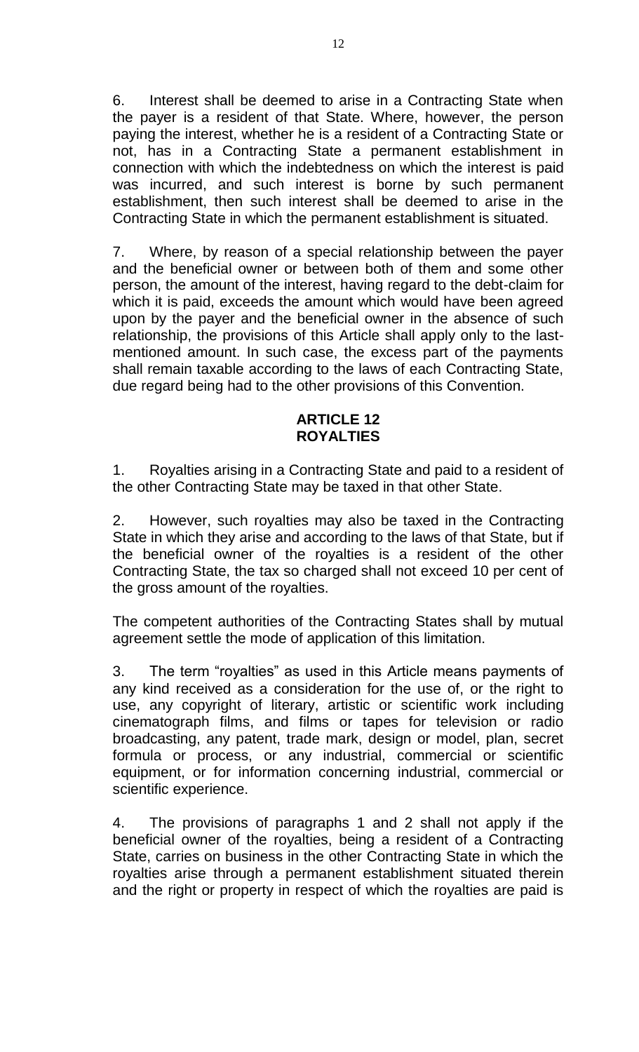6. Interest shall be deemed to arise in a Contracting State when the payer is a resident of that State. Where, however, the person paying the interest, whether he is a resident of a Contracting State or not, has in a Contracting State a permanent establishment in connection with which the indebtedness on which the interest is paid was incurred, and such interest is borne by such permanent establishment, then such interest shall be deemed to arise in the Contracting State in which the permanent establishment is situated.

7. Where, by reason of a special relationship between the payer and the beneficial owner or between both of them and some other person, the amount of the interest, having regard to the debt-claim for which it is paid, exceeds the amount which would have been agreed upon by the payer and the beneficial owner in the absence of such relationship, the provisions of this Article shall apply only to the last-mentioned amount. In such case, the excess part of the payments shall remain taxable according to the laws of each Contracting State, due regard being had to the other provisions of this Convention.

## ARTICLE 12
## ROYALTIES

1. Royalties arising in a Contracting State and paid to a resident of the other Contracting State may be taxed in that other State.

2. However, such royalties may also be taxed in the Contracting State in which they arise and according to the laws of that State, but if the beneficial owner of the royalties is a resident of the other Contracting State, the tax so charged shall not exceed 10 per cent of the gross amount of the royalties.

The competent authorities of the Contracting States shall by mutual agreement settle the mode of application of this limitation.

3. The term "royalties" as used in this Article means payments of any kind received as a consideration for the use of, or the right to use, any copyright of literary, artistic or scientific work including cinematograph films, and films or tapes for television or radio broadcasting, any patent, trade mark, design or model, plan, secret formula or process, or any industrial, commercial or scientific equipment, or for information concerning industrial, commercial or scientific experience.

4. The provisions of paragraphs 1 and 2 shall not apply if the beneficial owner of the royalties, being a resident of a Contracting State, carries on business in the other Contracting State in which the royalties arise through a permanent establishment situated therein and the right or property in respect of which the royalties are paid is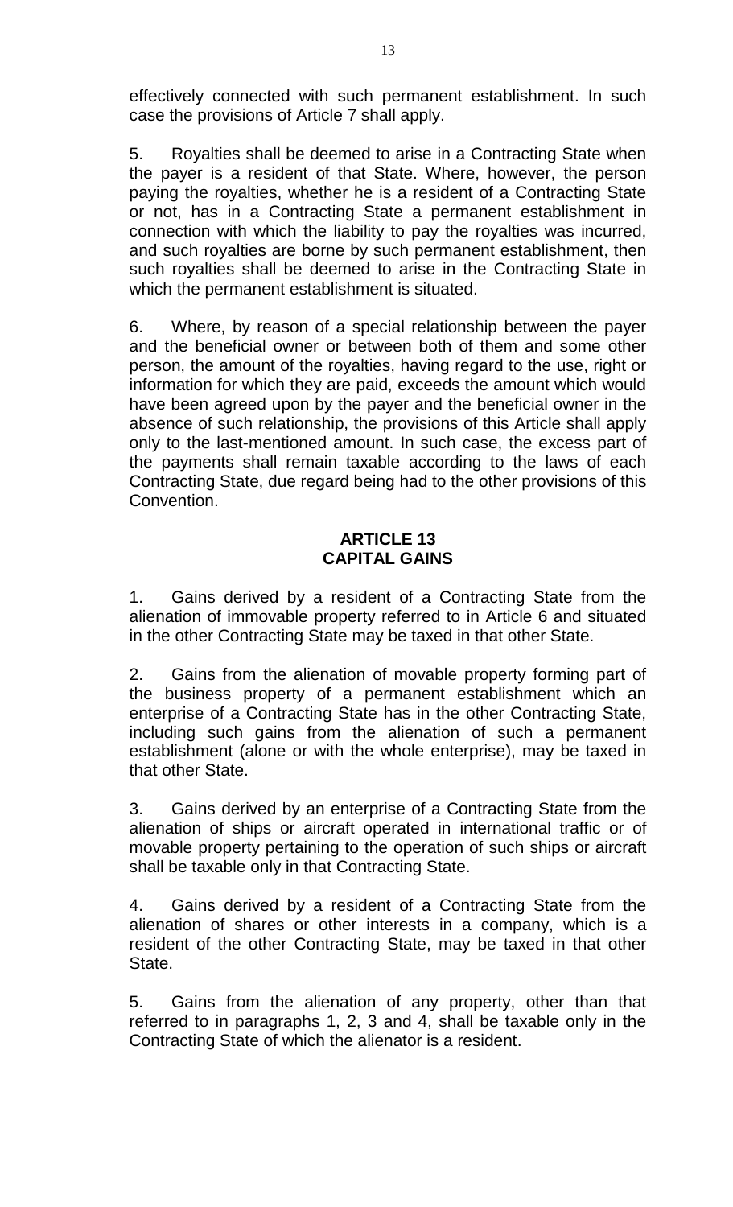effectively connected with such permanent establishment. In such case the provisions of Article 7 shall apply.

5. Royalties shall be deemed to arise in a Contracting State when the payer is a resident of that State. Where, however, the person paying the royalties, whether he is a resident of a Contracting State or not, has in a Contracting State a permanent establishment in connection with which the liability to pay the royalties was incurred, and such royalties are borne by such permanent establishment, then such royalties shall be deemed to arise in the Contracting State in which the permanent establishment is situated.

6. Where, by reason of a special relationship between the payer and the beneficial owner or between both of them and some other person, the amount of the royalties, having regard to the use, right or information for which they are paid, exceeds the amount which would have been agreed upon by the payer and the beneficial owner in the absence of such relationship, the provisions of this Article shall apply only to the last-mentioned amount. In such case, the excess part of the payments shall remain taxable according to the laws of each Contracting State, due regard being had to the other provisions of this Convention.

## ARTICLE 13
## CAPITAL GAINS

1. Gains derived by a resident of a Contracting State from the alienation of immovable property referred to in Article 6 and situated in the other Contracting State may be taxed in that other State.

2. Gains from the alienation of movable property forming part of the business property of a permanent establishment which an enterprise of a Contracting State has in the other Contracting State, including such gains from the alienation of such a permanent establishment (alone or with the whole enterprise), may be taxed in that other State.

3. Gains derived by an enterprise of a Contracting State from the alienation of ships or aircraft operated in international traffic or of movable property pertaining to the operation of such ships or aircraft shall be taxable only in that Contracting State.

4. Gains derived by a resident of a Contracting State from the alienation of shares or other interests in a company, which is a resident of the other Contracting State, may be taxed in that other State.

5. Gains from the alienation of any property, other than that referred to in paragraphs 1, 2, 3 and 4, shall be taxable only in the Contracting State of which the alienator is a resident.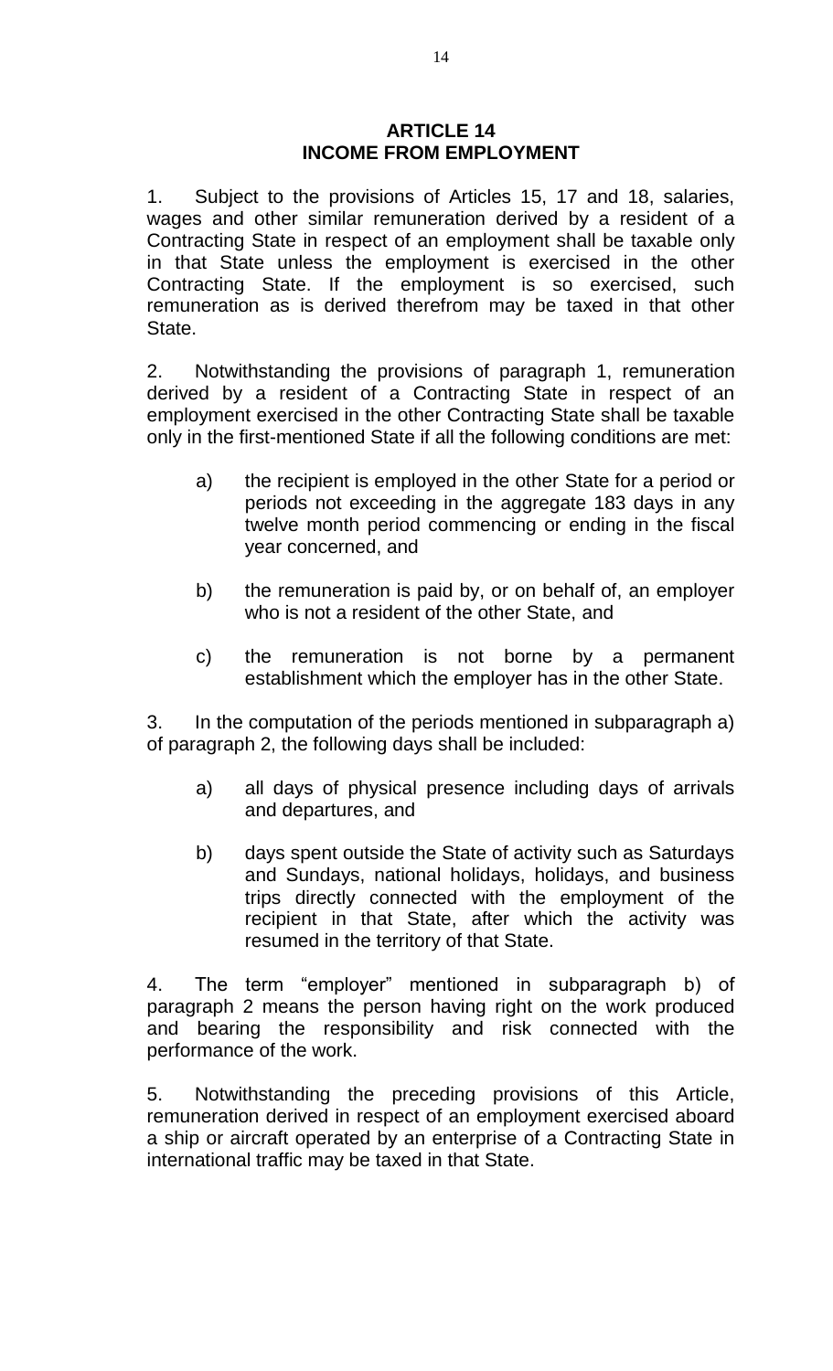## ARTICLE 14
## INCOME FROM EMPLOYMENT

1. Subject to the provisions of Articles 15, 17 and 18, salaries, wages and other similar remuneration derived by a resident of a Contracting State in respect of an employment shall be taxable only in that State unless the employment is exercised in the other Contracting State. If the employment is so exercised, such remuneration as is derived therefrom may be taxed in that other State.

2. Notwithstanding the provisions of paragraph 1, remuneration derived by a resident of a Contracting State in respect of an employment exercised in the other Contracting State shall be taxable only in the first-mentioned State if all the following conditions are met:

   a) the recipient is employed in the other State for a period or periods not exceeding in the aggregate 183 days in any twelve month period commencing or ending in the fiscal year concerned, and

   b) the remuneration is paid by, or on behalf of, an employer who is not a resident of the other State, and

   c) the remuneration is not borne by a permanent establishment which the employer has in the other State.

3. In the computation of the periods mentioned in subparagraph a) of paragraph 2, the following days shall be included:

   a) all days of physical presence including days of arrivals and departures, and

   b) days spent outside the State of activity such as Saturdays and Sundays, national holidays, holidays, and business trips directly connected with the employment of the recipient in that State, after which the activity was resumed in the territory of that State.

4. The term "employer" mentioned in subparagraph b) of paragraph 2 means the person having right on the work produced and bearing the responsibility and risk connected with the performance of the work.

5. Notwithstanding the preceding provisions of this Article, remuneration derived in respect of an employment exercised aboard a ship or aircraft operated by an enterprise of a Contracting State in international traffic may be taxed in that State.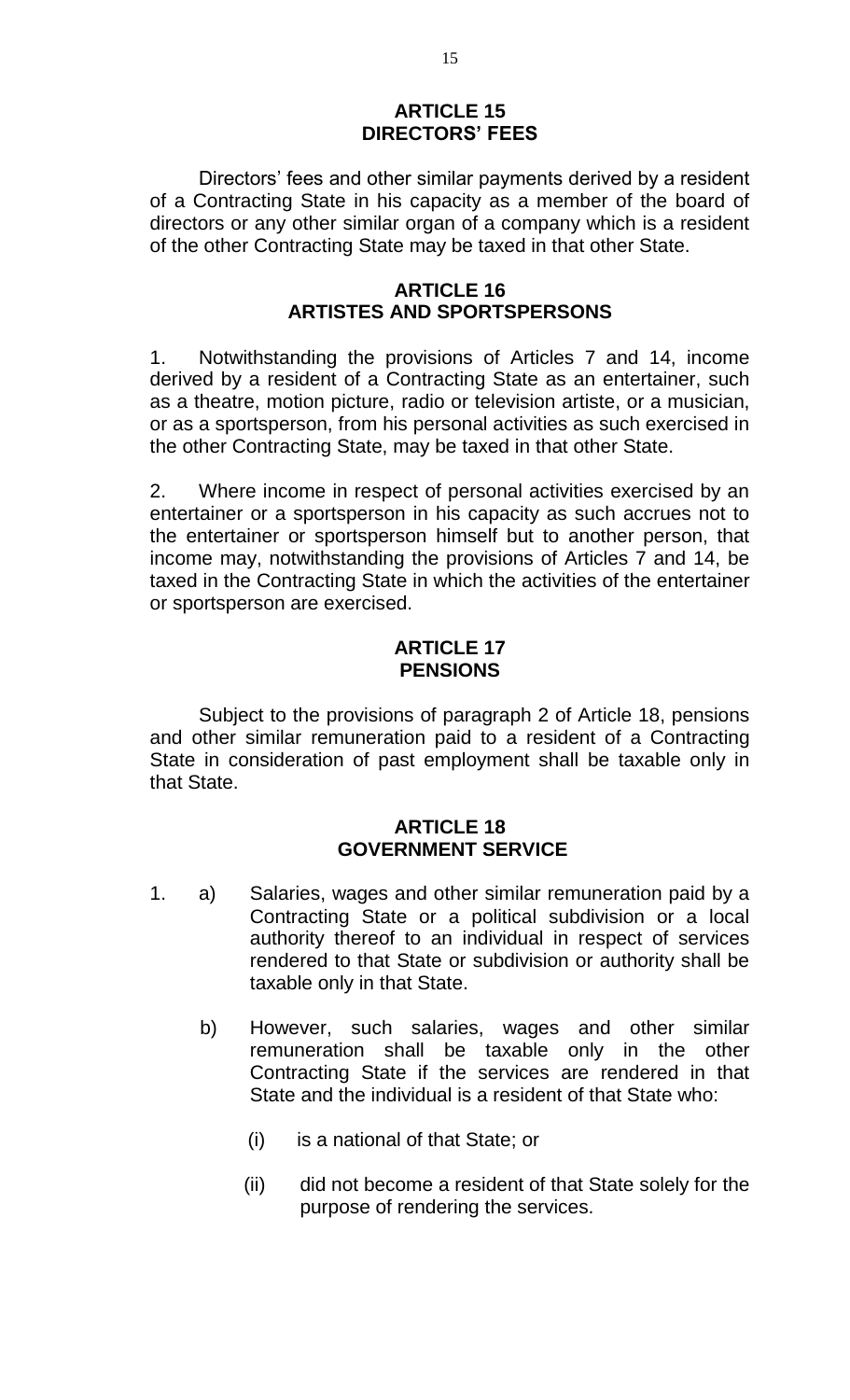## ARTICLE 15
## DIRECTORS' FEES

Directors' fees and other similar payments derived by a resident of a Contracting State in his capacity as a member of the board of directors or any other similar organ of a company which is a resident of the other Contracting State may be taxed in that other State.

## ARTICLE 16
## ARTISTES AND SPORTSPERSONS

1. Notwithstanding the provisions of Articles 7 and 14, income derived by a resident of a Contracting State as an entertainer, such as a theatre, motion picture, radio or television artiste, or a musician, or as a sportsperson, from his personal activities as such exercised in the other Contracting State, may be taxed in that other State.

2. Where income in respect of personal activities exercised by an entertainer or a sportsperson in his capacity as such accrues not to the entertainer or sportsperson himself but to another person, that income may, notwithstanding the provisions of Articles 7 and 14, be taxed in the Contracting State in which the activities of the entertainer or sportsperson are exercised.

## ARTICLE 17
## PENSIONS

Subject to the provisions of paragraph 2 of Article 18, pensions and other similar remuneration paid to a resident of a Contracting State in consideration of past employment shall be taxable only in that State.

## ARTICLE 18
## GOVERNMENT SERVICE

1. a) Salaries, wages and other similar remuneration paid by a Contracting State or a political subdivision or a local authority thereof to an individual in respect of services rendered to that State or subdivision or authority shall be taxable only in that State.

   b) However, such salaries, wages and other similar remuneration shall be taxable only in the other Contracting State if the services are rendered in that State and the individual is a resident of that State who:

      (i) is a national of that State; or

      (ii) did not become a resident of that State solely for the purpose of rendering the services.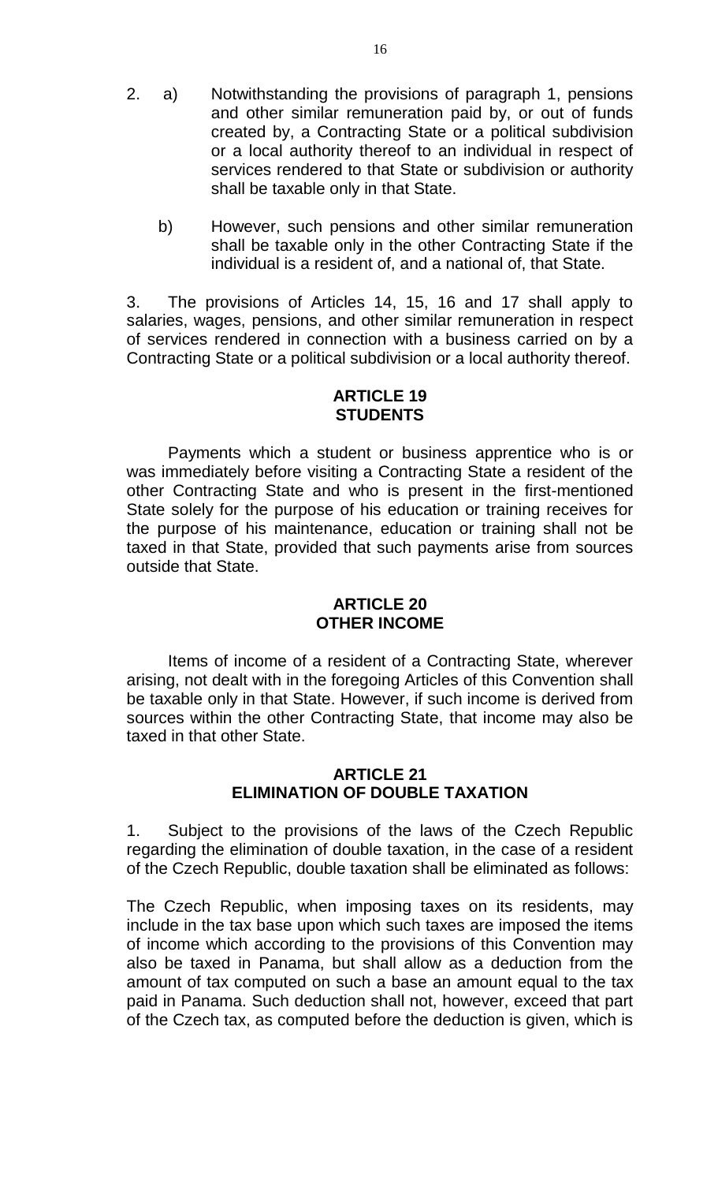2. a) Notwithstanding the provisions of paragraph 1, pensions and other similar remuneration paid by, or out of funds created by, a Contracting State or a political subdivision or a local authority thereof to an individual in respect of services rendered to that State or subdivision or authority shall be taxable only in that State.

   b) However, such pensions and other similar remuneration shall be taxable only in the other Contracting State if the individual is a resident of, and a national of, that State.

3. The provisions of Articles 14, 15, 16 and 17 shall apply to salaries, wages, pensions, and other similar remuneration in respect of services rendered in connection with a business carried on by a Contracting State or a political subdivision or a local authority thereof.

## ARTICLE 19
## STUDENTS

Payments which a student or business apprentice who is or was immediately before visiting a Contracting State a resident of the other Contracting State and who is present in the first-mentioned State solely for the purpose of his education or training receives for the purpose of his maintenance, education or training shall not be taxed in that State, provided that such payments arise from sources outside that State.

## ARTICLE 20
## OTHER INCOME

Items of income of a resident of a Contracting State, wherever arising, not dealt with in the foregoing Articles of this Convention shall be taxable only in that State. However, if such income is derived from sources within the other Contracting State, that income may also be taxed in that other State.

## ARTICLE 21
## ELIMINATION OF DOUBLE TAXATION

1. Subject to the provisions of the laws of the Czech Republic regarding the elimination of double taxation, in the case of a resident of the Czech Republic, double taxation shall be eliminated as follows:

The Czech Republic, when imposing taxes on its residents, may include in the tax base upon which such taxes are imposed the items of income which according to the provisions of this Convention may also be taxed in Panama, but shall allow as a deduction from the amount of tax computed on such a base an amount equal to the tax paid in Panama. Such deduction shall not, however, exceed that part of the Czech tax, as computed before the deduction is given, which is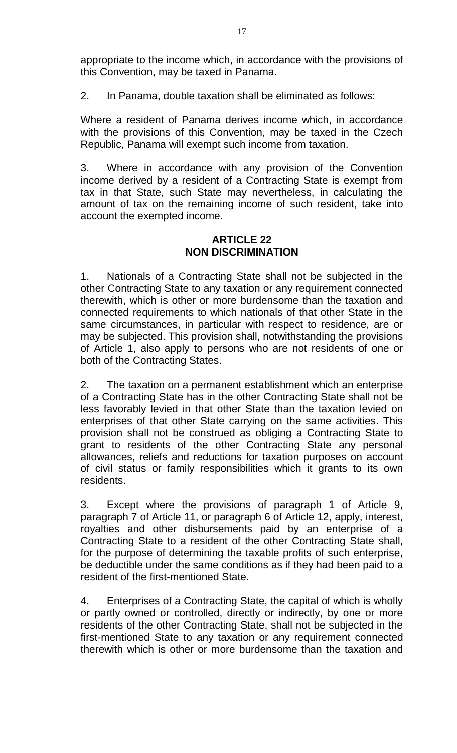appropriate to the income which, in accordance with the provisions of this Convention, may be taxed in Panama.

2. In Panama, double taxation shall be eliminated as follows:

Where a resident of Panama derives income which, in accordance with the provisions of this Convention, may be taxed in the Czech Republic, Panama will exempt such income from taxation.

3. Where in accordance with any provision of the Convention income derived by a resident of a Contracting State is exempt from tax in that State, such State may nevertheless, in calculating the amount of tax on the remaining income of such resident, take into account the exempted income.

## ARTICLE 22
## NON DISCRIMINATION

1. Nationals of a Contracting State shall not be subjected in the other Contracting State to any taxation or any requirement connected therewith, which is other or more burdensome than the taxation and connected requirements to which nationals of that other State in the same circumstances, in particular with respect to residence, are or may be subjected. This provision shall, notwithstanding the provisions of Article 1, also apply to persons who are not residents of one or both of the Contracting States.

2. The taxation on a permanent establishment which an enterprise of a Contracting State has in the other Contracting State shall not be less favorably levied in that other State than the taxation levied on enterprises of that other State carrying on the same activities. This provision shall not be construed as obliging a Contracting State to grant to residents of the other Contracting State any personal allowances, reliefs and reductions for taxation purposes on account of civil status or family responsibilities which it grants to its own residents.

3. Except where the provisions of paragraph 1 of Article 9, paragraph 7 of Article 11, or paragraph 6 of Article 12, apply, interest, royalties and other disbursements paid by an enterprise of a Contracting State to a resident of the other Contracting State shall, for the purpose of determining the taxable profits of such enterprise, be deductible under the same conditions as if they had been paid to a resident of the first-mentioned State.

4. Enterprises of a Contracting State, the capital of which is wholly or partly owned or controlled, directly or indirectly, by one or more residents of the other Contracting State, shall not be subjected in the first-mentioned State to any taxation or any requirement connected therewith which is other or more burdensome than the taxation and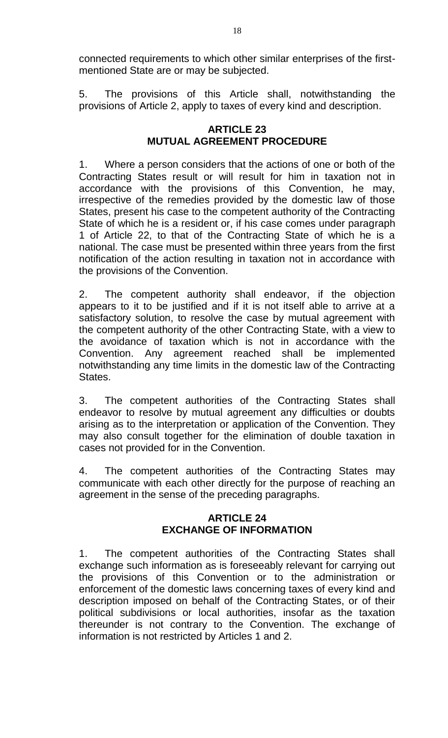connected requirements to which other similar enterprises of the first-mentioned State are or may be subjected.

5. The provisions of this Article shall, notwithstanding the provisions of Article 2, apply to taxes of every kind and description.

## ARTICLE 23
## MUTUAL AGREEMENT PROCEDURE

1. Where a person considers that the actions of one or both of the Contracting States result or will result for him in taxation not in accordance with the provisions of this Convention, he may, irrespective of the remedies provided by the domestic law of those States, present his case to the competent authority of the Contracting State of which he is a resident or, if his case comes under paragraph 1 of Article 22, to that of the Contracting State of which he is a national. The case must be presented within three years from the first notification of the action resulting in taxation not in accordance with the provisions of the Convention.

2. The competent authority shall endeavor, if the objection appears to it to be justified and if it is not itself able to arrive at a satisfactory solution, to resolve the case by mutual agreement with the competent authority of the other Contracting State, with a view to the avoidance of taxation which is not in accordance with the Convention. Any agreement reached shall be implemented notwithstanding any time limits in the domestic law of the Contracting States.

3. The competent authorities of the Contracting States shall endeavor to resolve by mutual agreement any difficulties or doubts arising as to the interpretation or application of the Convention. They may also consult together for the elimination of double taxation in cases not provided for in the Convention.

4. The competent authorities of the Contracting States may communicate with each other directly for the purpose of reaching an agreement in the sense of the preceding paragraphs.

## ARTICLE 24
## EXCHANGE OF INFORMATION

1. The competent authorities of the Contracting States shall exchange such information as is foreseeably relevant for carrying out the provisions of this Convention or to the administration or enforcement of the domestic laws concerning taxes of every kind and description imposed on behalf of the Contracting States, or of their political subdivisions or local authorities, insofar as the taxation thereunder is not contrary to the Convention. The exchange of information is not restricted by Articles 1 and 2.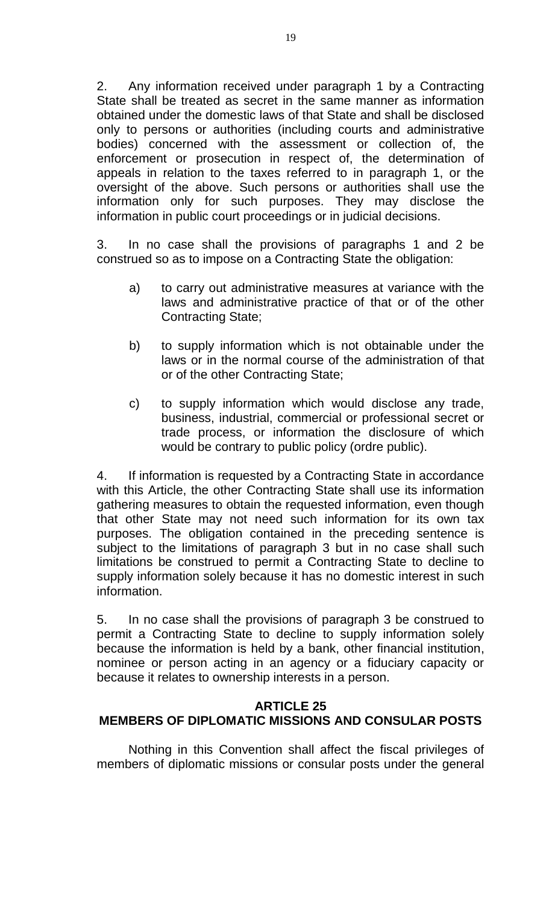2. Any information received under paragraph 1 by a Contracting State shall be treated as secret in the same manner as information obtained under the domestic laws of that State and shall be disclosed only to persons or authorities (including courts and administrative bodies) concerned with the assessment or collection of, the enforcement or prosecution in respect of, the determination of appeals in relation to the taxes referred to in paragraph 1, or the oversight of the above. Such persons or authorities shall use the information only for such purposes. They may disclose the information in public court proceedings or in judicial decisions.

3. In no case shall the provisions of paragraphs 1 and 2 be construed so as to impose on a Contracting State the obligation:

a) to carry out administrative measures at variance with the laws and administrative practice of that or of the other Contracting State;

b) to supply information which is not obtainable under the laws or in the normal course of the administration of that or of the other Contracting State;

c) to supply information which would disclose any trade, business, industrial, commercial or professional secret or trade process, or information the disclosure of which would be contrary to public policy (ordre public).

4. If information is requested by a Contracting State in accordance with this Article, the other Contracting State shall use its information gathering measures to obtain the requested information, even though that other State may not need such information for its own tax purposes. The obligation contained in the preceding sentence is subject to the limitations of paragraph 3 but in no case shall such limitations be construed to permit a Contracting State to decline to supply information solely because it has no domestic interest in such information.

5. In no case shall the provisions of paragraph 3 be construed to permit a Contracting State to decline to supply information solely because the information is held by a bank, other financial institution, nominee or person acting in an agency or a fiduciary capacity or because it relates to ownership interests in a person.

## ARTICLE 25
## MEMBERS OF DIPLOMATIC MISSIONS AND CONSULAR POSTS

Nothing in this Convention shall affect the fiscal privileges of members of diplomatic missions or consular posts under the general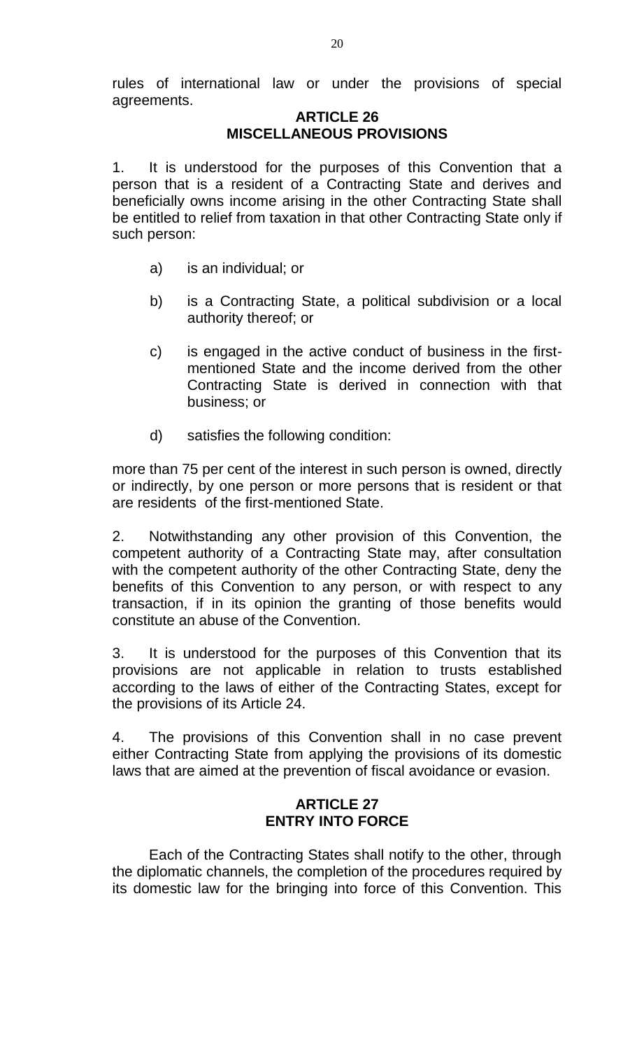rules of international law or under the provisions of special agreements.

## ARTICLE 26
## MISCELLANEOUS PROVISIONS

1. It is understood for the purposes of this Convention that a person that is a resident of a Contracting State and derives and beneficially owns income arising in the other Contracting State shall be entitled to relief from taxation in that other Contracting State only if such person:

   a) is an individual; or

   b) is a Contracting State, a political subdivision or a local authority thereof; or

   c) is engaged in the active conduct of business in the first-mentioned State and the income derived from the other Contracting State is derived in connection with that business; or

   d) satisfies the following condition:

more than 75 per cent of the interest in such person is owned, directly or indirectly, by one person or more persons that is resident or that are residents of the first-mentioned State.

2. Notwithstanding any other provision of this Convention, the competent authority of a Contracting State may, after consultation with the competent authority of the other Contracting State, deny the benefits of this Convention to any person, or with respect to any transaction, if in its opinion the granting of those benefits would constitute an abuse of the Convention.

3. It is understood for the purposes of this Convention that its provisions are not applicable in relation to trusts established according to the laws of either of the Contracting States, except for the provisions of its Article 24.

4. The provisions of this Convention shall in no case prevent either Contracting State from applying the provisions of its domestic laws that are aimed at the prevention of fiscal avoidance or evasion.

## ARTICLE 27
## ENTRY INTO FORCE

Each of the Contracting States shall notify to the other, through the diplomatic channels, the completion of the procedures required by its domestic law for the bringing into force of this Convention. This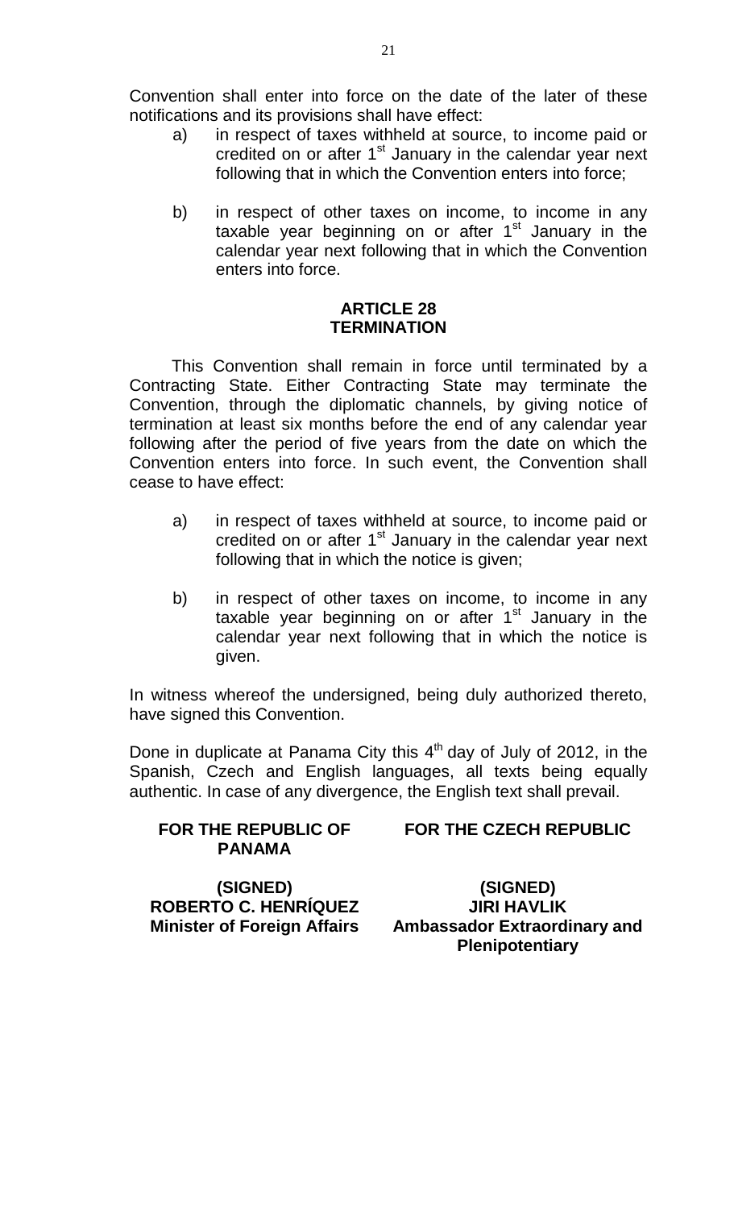Convention shall enter into force on the date of the later of these notifications and its provisions shall have effect:

a) in respect of taxes withheld at source, to income paid or credited on or after 1st January in the calendar year next following that in which the Convention enters into force;

b) in respect of other taxes on income, to income in any taxable year beginning on or after 1st January in the calendar year next following that in which the Convention enters into force.

**ARTICLE 28**
**TERMINATION**

This Convention shall remain in force until terminated by a Contracting State. Either Contracting State may terminate the Convention, through the diplomatic channels, by giving notice of termination at least six months before the end of any calendar year following after the period of five years from the date on which the Convention enters into force. In such event, the Convention shall cease to have effect:

a) in respect of taxes withheld at source, to income paid or credited on or after 1st January in the calendar year next following that in which the notice is given;

b) in respect of other taxes on income, to income in any taxable year beginning on or after 1st January in the calendar year next following that in which the notice is given.

In witness whereof the undersigned, being duly authorized thereto, have signed this Convention.

Done in duplicate at Panama City this 4th day of July of 2012, in the Spanish, Czech and English languages, all texts being equally authentic. In case of any divergence, the English text shall prevail.

| **FOR THE REPUBLIC OF PANAMA** | **FOR THE CZECH REPUBLIC** |
|---|---|
| **(SIGNED)**<br>**ROBERTO C. HENRÍQUEZ**<br>**Minister of Foreign Affairs** | **(SIGNED)**<br>**JIRI HAVLIK**<br>**Ambassador Extraordinary and Plenipotentiary** |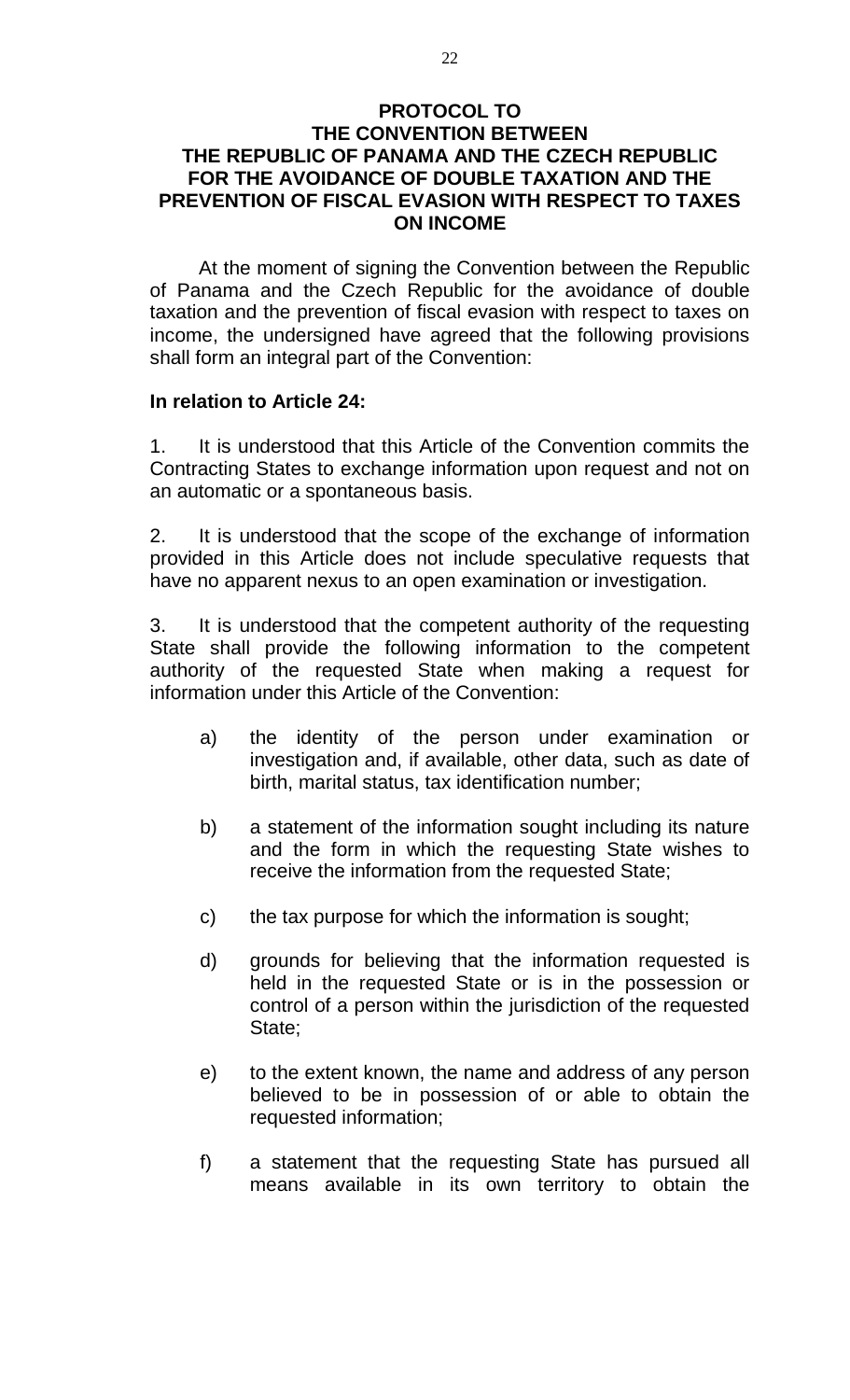# PROTOCOL TO THE CONVENTION BETWEEN THE REPUBLIC OF PANAMA AND THE CZECH REPUBLIC FOR THE AVOIDANCE OF DOUBLE TAXATION AND THE PREVENTION OF FISCAL EVASION WITH RESPECT TO TAXES ON INCOME

At the moment of signing the Convention between the Republic of Panama and the Czech Republic for the avoidance of double taxation and the prevention of fiscal evasion with respect to taxes on income, the undersigned have agreed that the following provisions shall form an integral part of the Convention:

**In relation to Article 24:**

1. It is understood that this Article of the Convention commits the Contracting States to exchange information upon request and not on an automatic or a spontaneous basis.

2. It is understood that the scope of the exchange of information provided in this Article does not include speculative requests that have no apparent nexus to an open examination or investigation.

3. It is understood that the competent authority of the requesting State shall provide the following information to the competent authority of the requested State when making a request for information under this Article of the Convention:

   a) the identity of the person under examination or investigation and, if available, other data, such as date of birth, marital status, tax identification number;

   b) a statement of the information sought including its nature and the form in which the requesting State wishes to receive the information from the requested State;

   c) the tax purpose for which the information is sought;

   d) grounds for believing that the information requested is held in the requested State or is in the possession or control of a person within the jurisdiction of the requested State;

   e) to the extent known, the name and address of any person believed to be in possession of or able to obtain the requested information;

   f) a statement that the requesting State has pursued all means available in its own territory to obtain the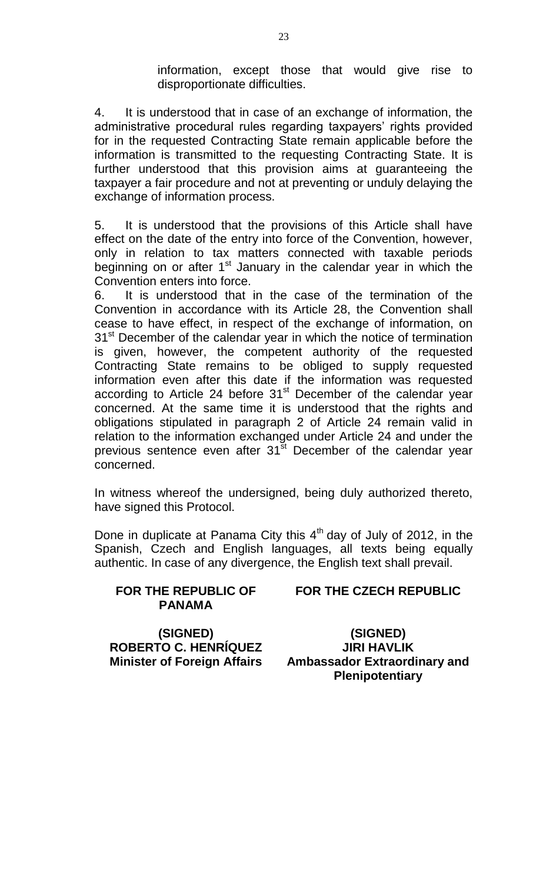information, except those that would give rise to disproportionate difficulties.

4. It is understood that in case of an exchange of information, the administrative procedural rules regarding taxpayers' rights provided for in the requested Contracting State remain applicable before the information is transmitted to the requesting Contracting State. It is further understood that this provision aims at guaranteeing the taxpayer a fair procedure and not at preventing or unduly delaying the exchange of information process.

5. It is understood that the provisions of this Article shall have effect on the date of the entry into force of the Convention, however, only in relation to tax matters connected with taxable periods beginning on or after 1st January in the calendar year in which the Convention enters into force.

6. It is understood that in the case of the termination of the Convention in accordance with its Article 28, the Convention shall cease to have effect, in respect of the exchange of information, on 31st December of the calendar year in which the notice of termination is given, however, the competent authority of the requested Contracting State remains to be obliged to supply requested information even after this date if the information was requested according to Article 24 before 31st December of the calendar year concerned. At the same time it is understood that the rights and obligations stipulated in paragraph 2 of Article 24 remain valid in relation to the information exchanged under Article 24 and under the previous sentence even after 31st December of the calendar year concerned.

In witness whereof the undersigned, being duly authorized thereto, have signed this Protocol.

Done in duplicate at Panama City this 4th day of July of 2012, in the Spanish, Czech and English languages, all texts being equally authentic. In case of any divergence, the English text shall prevail.

| FOR THE REPUBLIC OF PANAMA | FOR THE CZECH REPUBLIC |
|---|---|
| **(SIGNED)** | **(SIGNED)** |
| **ROBERTO C. HENRÍQUEZ** | **JIRI HAVLIK** |
| **Minister of Foreign Affairs** | **Ambassador Extraordinary and Plenipotentiary** |